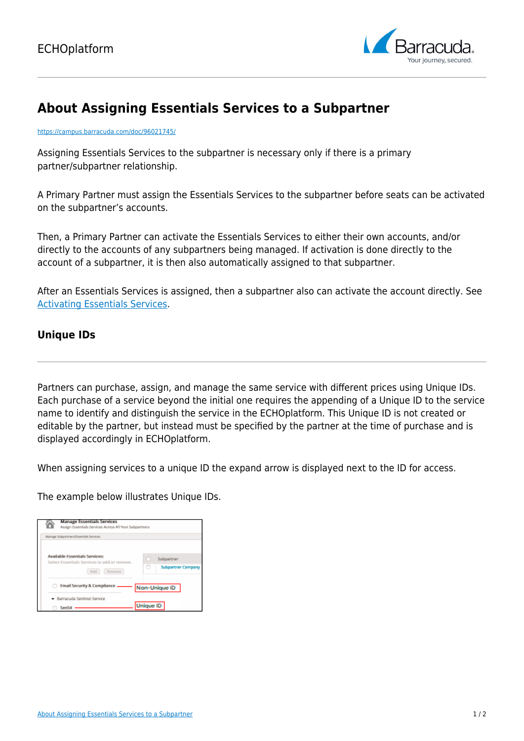# About Assigning Essentials Services to a Subpartner

https://campus.barracuda.com/doc/96021745/

Assigning Essentials Services to the subpartner is necessary only if there is a primary partner/subpartner relationship.

A Primary Partner must assign the Essentials Services to the subpartner before seats can be activated on the subpartner's accounts.

Then, a Primary Partner can activate the Essentials Services to either their own accounts, and/or directly to the accounts of any subpartners being managed. If activation is done directly to the account of a subpartner, it is then also automatically assigned to that subpartner.

After an Essentials Services is assigned, then a subpartner also can activate the account directly. See Activating Essentials Services.

## Unique IDs

Partners can purchase, assign, and manage the same service with different prices using Unique IDs. Each purchase of a service beyond the initial one requires the appending of a Unique ID to the service name to identify and distinguish the service in the ECHOplatform. This Unique ID is not created or editable by the partner, but instead must be specified by the partner at the time of purchase and is displayed accordingly in ECHOplatform.

When assigning services to a unique ID the expand arrow is displayed next to the ID for access.

The example below illustrates Unique IDs.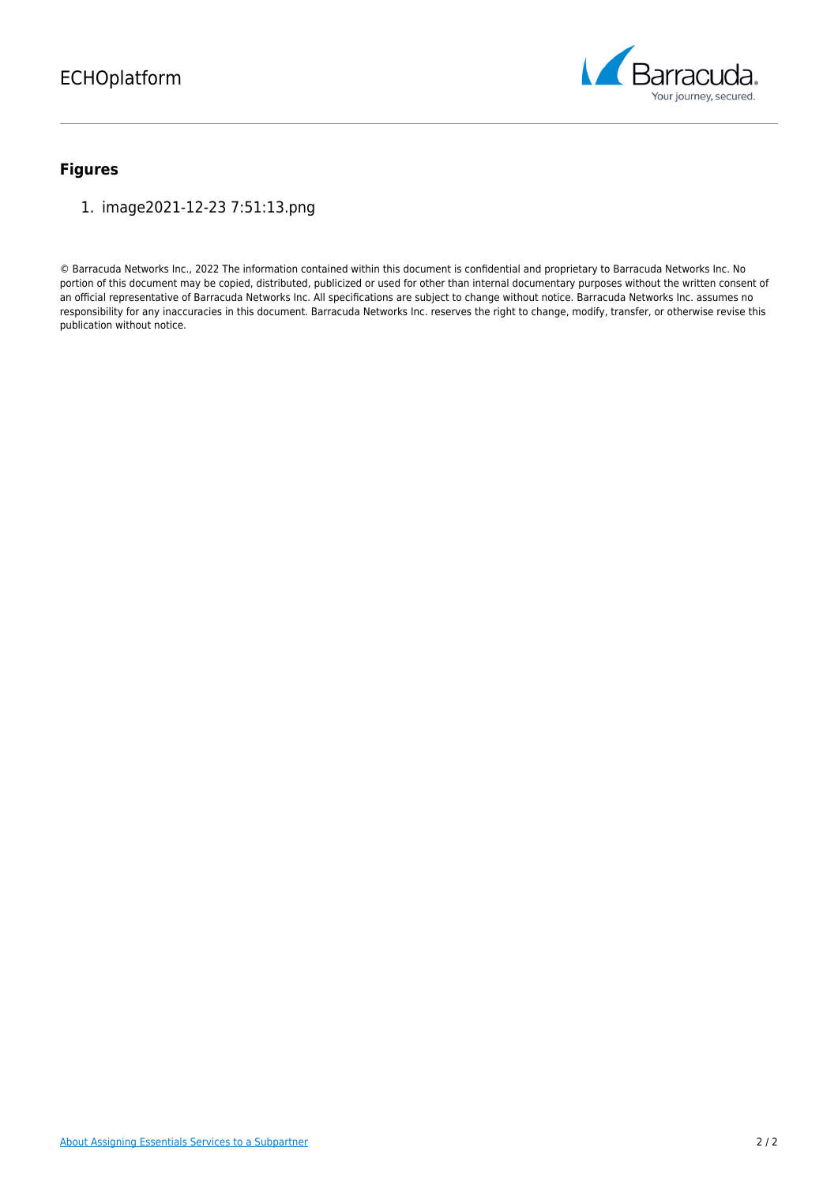## Figures

1. image2021-12-23 7:51:13.png

© Barracuda Networks Inc., 2022 The information contained within this document is confidential and proprietary to Barracuda Networks Inc. No portion of this document may be copied, distributed, publicized or used for other than internal documentary purposes without the written consent of an official representative of Barracuda Networks Inc. All specifications are subject to change without notice. Barracuda Networks Inc. assumes no responsibility for any inaccuracies in this document. Barracuda Networks Inc. reserves the right to change, modify, transfer, or otherwise revise this publication without notice.